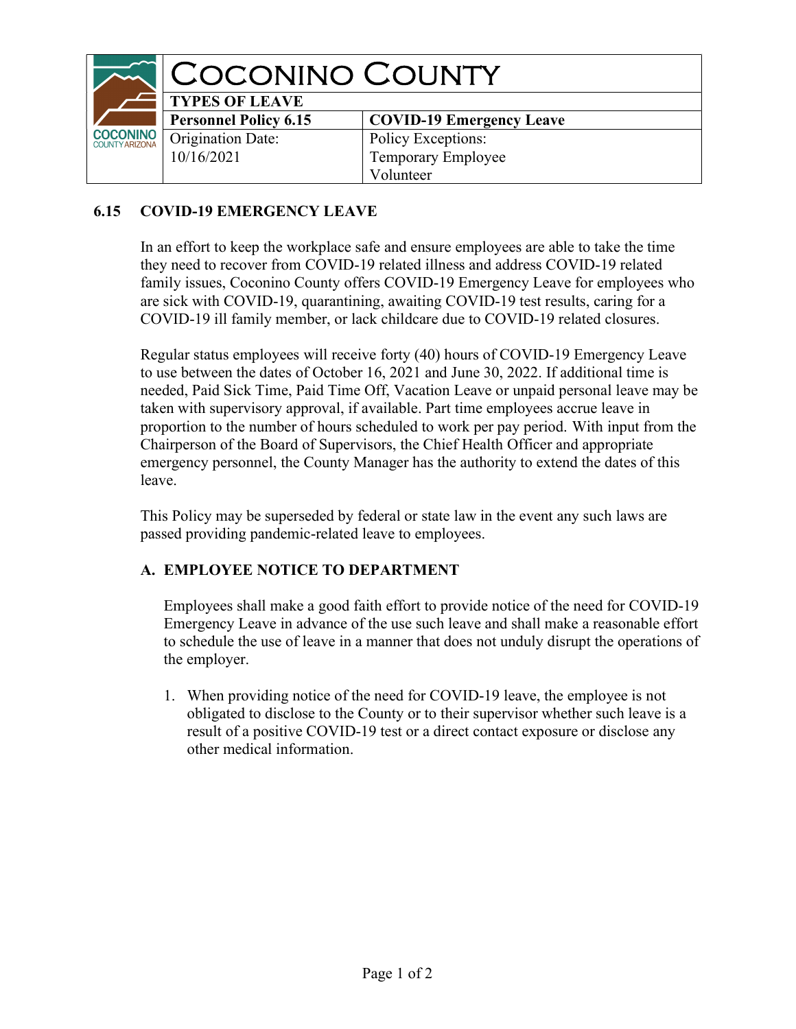| COCONINO COUNTY | |
|---|---|
| **TYPES OF LEAVE** | |
| **Personnel Policy 6.15** | **COVID-19 Emergency Leave** |
| Origination Date: 10/16/2021 | Policy Exceptions: Temporary Employee Volunteer |

## 6.15 COVID-19 EMERGENCY LEAVE

In an effort to keep the workplace safe and ensure employees are able to take the time they need to recover from COVID-19 related illness and address COVID-19 related family issues, Coconino County offers COVID-19 Emergency Leave for employees who are sick with COVID-19, quarantining, awaiting COVID-19 test results, caring for a COVID-19 ill family member, or lack childcare due to COVID-19 related closures.

Regular status employees will receive forty (40) hours of COVID-19 Emergency Leave to use between the dates of October 16, 2021 and June 30, 2022. If additional time is needed, Paid Sick Time, Paid Time Off, Vacation Leave or unpaid personal leave may be taken with supervisory approval, if available. Part time employees accrue leave in proportion to the number of hours scheduled to work per pay period. With input from the Chairperson of the Board of Supervisors, the Chief Health Officer and appropriate emergency personnel, the County Manager has the authority to extend the dates of this leave.

This Policy may be superseded by federal or state law in the event any such laws are passed providing pandemic-related leave to employees.

### A. EMPLOYEE NOTICE TO DEPARTMENT

Employees shall make a good faith effort to provide notice of the need for COVID-19 Emergency Leave in advance of the use such leave and shall make a reasonable effort to schedule the use of leave in a manner that does not unduly disrupt the operations of the employer.

1. When providing notice of the need for COVID-19 leave, the employee is not obligated to disclose to the County or to their supervisor whether such leave is a result of a positive COVID-19 test or a direct contact exposure or disclose any other medical information.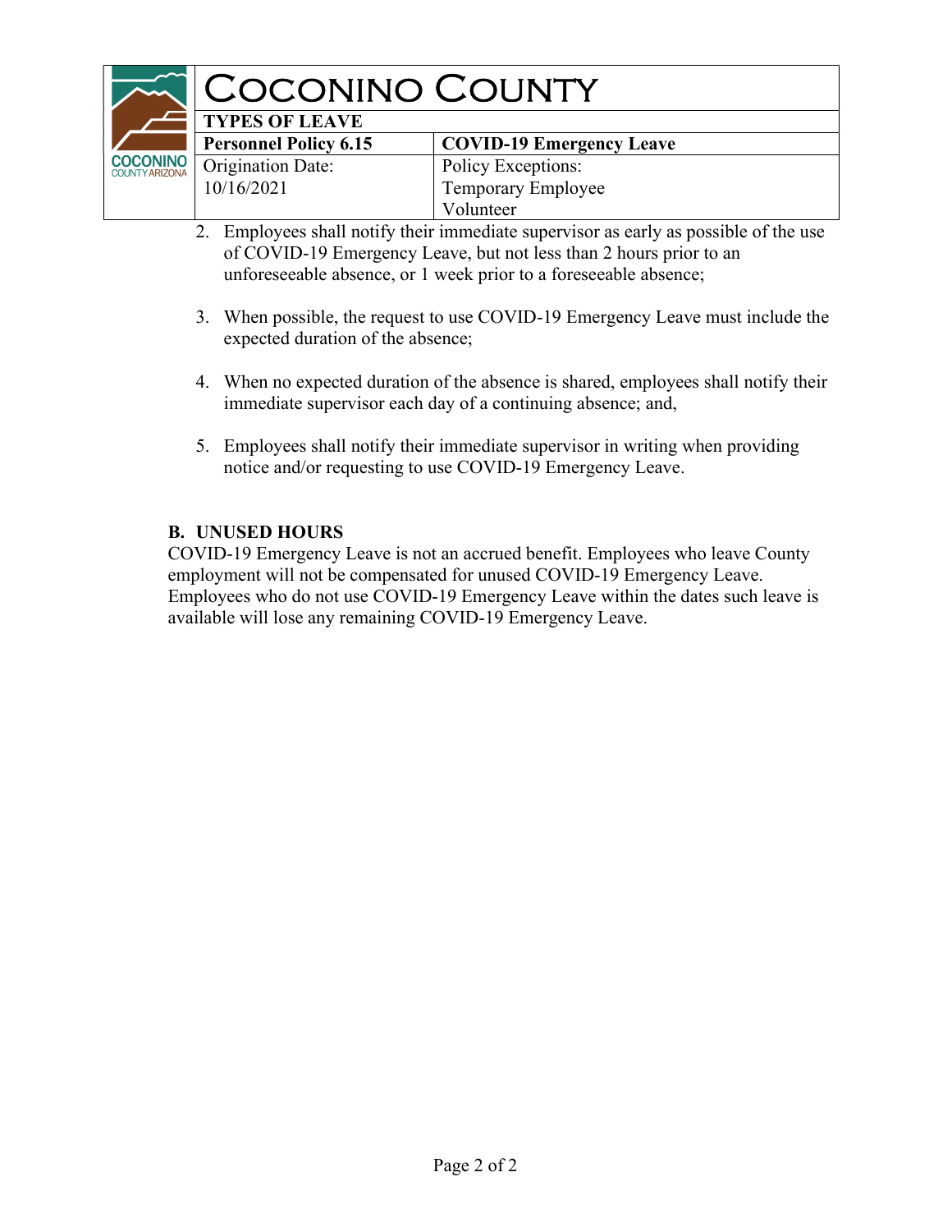2. Employees shall notify their immediate supervisor as early as possible of the use of COVID-19 Emergency Leave, but not less than 2 hours prior to an unforeseeable absence, or 1 week prior to a foreseeable absence;

3. When possible, the request to use COVID-19 Emergency Leave must include the expected duration of the absence;

4. When no expected duration of the absence is shared, employees shall notify their immediate supervisor each day of a continuing absence; and,

5. Employees shall notify their immediate supervisor in writing when providing notice and/or requesting to use COVID-19 Emergency Leave.

**B. UNUSED HOURS**

COVID-19 Emergency Leave is not an accrued benefit. Employees who leave County employment will not be compensated for unused COVID-19 Emergency Leave. Employees who do not use COVID-19 Emergency Leave within the dates such leave is available will lose any remaining COVID-19 Emergency Leave.